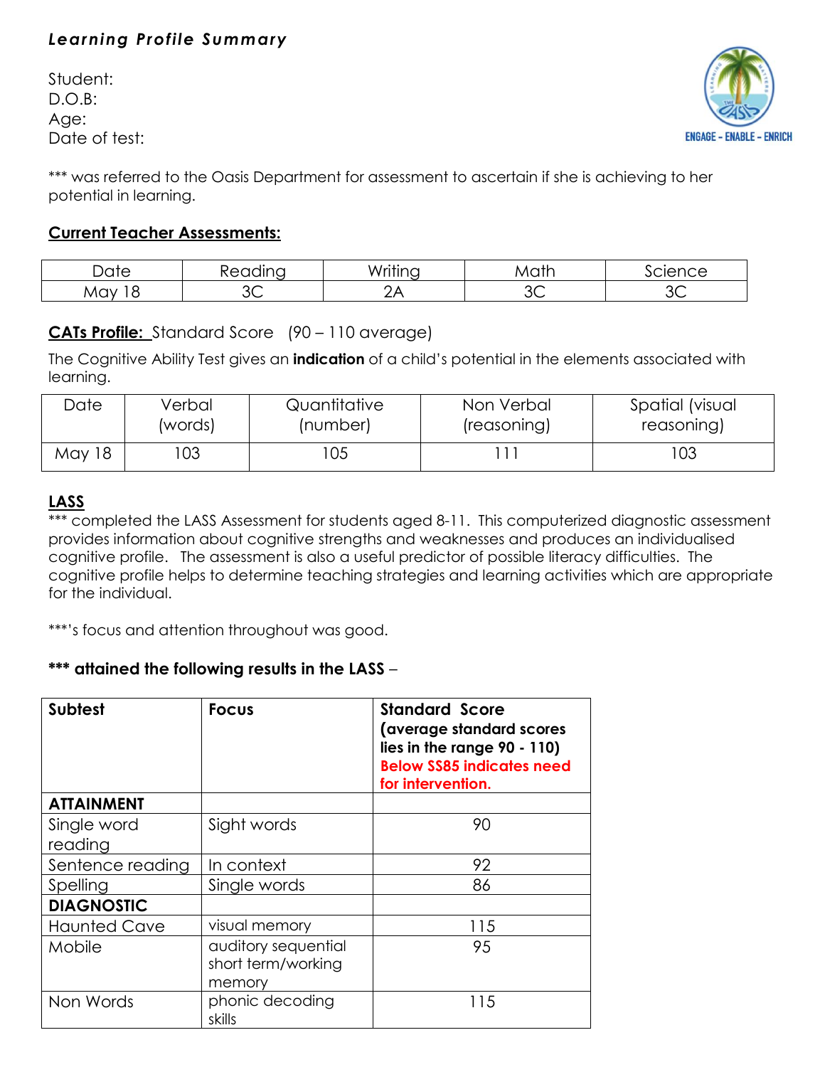***Learning Profile Summary***

Student:
D.O.B:
Age:
Date of test:

ENGAGE - ENABLE - ENRICH

*** was referred to the Oasis Department for assessment to ascertain if she is achieving to her potential in learning.

**<u>Current Teacher Assessments:</u>**

| Date | Reading | Writing | Math | Science |
|---|---|---|---|---|
| May 18 | 3C | 2A | 3C | 3C |

**<u>CATs Profile:</u>** Standard Score (90 – 110 average)

The Cognitive Ability Test gives an **indication** of a child's potential in the elements associated with learning.

| Date | Verbal (words) | Quantitative (number) | Non Verbal (reasoning) | Spatial (visual reasoning) |
|---|---|---|---|---|
| May 18 | 103 | 105 | 111 | 103 |

**<u>LASS</u>**

*** completed the LASS Assessment for students aged 8-11. This computerized diagnostic assessment provides information about cognitive strengths and weaknesses and produces an individualised cognitive profile. The assessment is also a useful predictor of possible literacy difficulties. The cognitive profile helps to determine teaching strategies and learning activities which are appropriate for the individual.

***'s focus and attention throughout was good.

**\*** attained the following results in the LASS** –

| Subtest | Focus | Standard Score (average standard scores lies in the range 90 - 110) Below SS85 indicates need for intervention. |
|---|---|---|
| **ATTAINMENT** | | |
| Single word reading | Sight words | 90 |
| Sentence reading | In context | 92 |
| Spelling | Single words | 86 |
| **DIAGNOSTIC** | | |
| Haunted Cave | visual memory | 115 |
| Mobile | auditory sequential short term/working memory | 95 |
| Non Words | phonic decoding skills | 115 |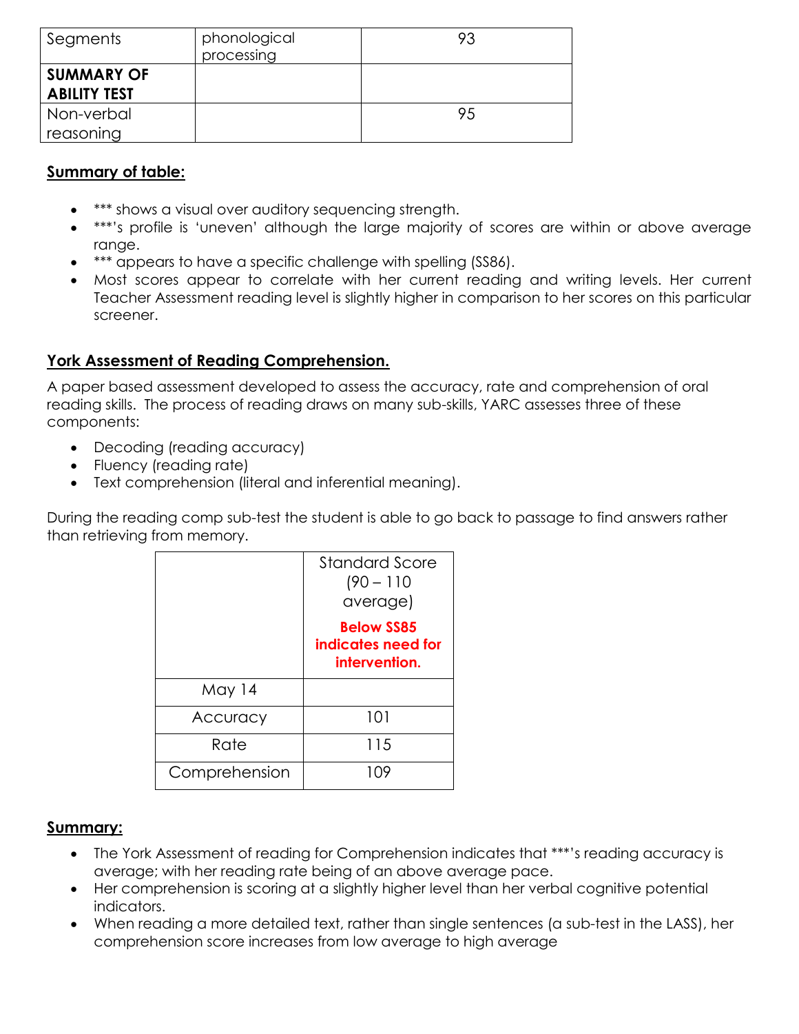| | | |
|---|---|---|
| Segments | phonological processing | 93 |
| **SUMMARY OF ABILITY TEST** | | |
| Non-verbal reasoning | | 95 |

**Summary of table:**

- *** shows a visual over auditory sequencing strength.
- ***'s profile is 'uneven' although the large majority of scores are within or above average range.
- *** appears to have a specific challenge with spelling (SS86).
- Most scores appear to correlate with her current reading and writing levels. Her current Teacher Assessment reading level is slightly higher in comparison to her scores on this particular screener.

**York Assessment of Reading Comprehension.**

A paper based assessment developed to assess the accuracy, rate and comprehension of oral reading skills. The process of reading draws on many sub-skills, YARC assesses three of these components:

- Decoding (reading accuracy)
- Fluency (reading rate)
- Text comprehension (literal and inferential meaning).

During the reading comp sub-test the student is able to go back to passage to find answers rather than retrieving from memory.

| | Standard Score (90 – 110 average) **Below SS85 indicates need for intervention.** |
|---|---|
| May 14 | |
| Accuracy | 101 |
| Rate | 115 |
| Comprehension | 109 |

**Summary:**

- The York Assessment of reading for Comprehension indicates that ***'s reading accuracy is average; with her reading rate being of an above average pace.
- Her comprehension is scoring at a slightly higher level than her verbal cognitive potential indicators.
- When reading a more detailed text, rather than single sentences (a sub-test in the LASS), her comprehension score increases from low average to high average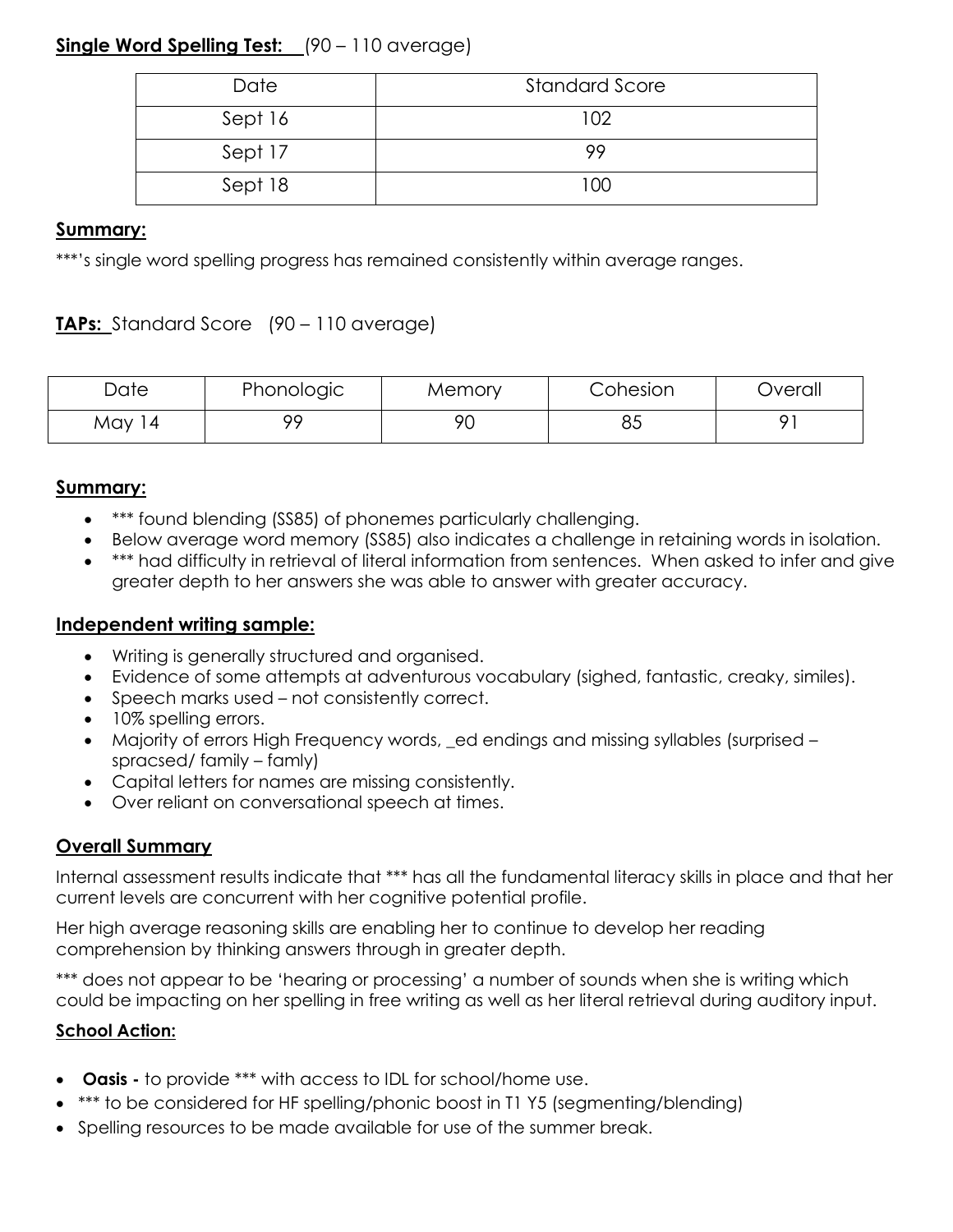**Single Word Spelling Test:** (90 – 110 average)

| Date | Standard Score |
| --- | --- |
| Sept 16 | 102 |
| Sept 17 | 99 |
| Sept 18 | 100 |

**Summary:**

***'s single word spelling progress has remained consistently within average ranges.

**TAPs:** Standard Score (90 – 110 average)

| Date | Phonologic | Memory | Cohesion | Overall |
| --- | --- | --- | --- | --- |
| May 14 | 99 | 90 | 85 | 91 |

**Summary:**

- *** found blending (SS85) of phonemes particularly challenging.
- Below average word memory (SS85) also indicates a challenge in retaining words in isolation.
- *** had difficulty in retrieval of literal information from sentences. When asked to infer and give greater depth to her answers she was able to answer with greater accuracy.

**Independent writing sample:**

- Writing is generally structured and organised.
- Evidence of some attempts at adventurous vocabulary (sighed, fantastic, creaky, similes).
- Speech marks used – not consistently correct.
- 10% spelling errors.
- Majority of errors High Frequency words, _ed endings and missing syllables (surprised – spracsed/ family – famly)
- Capital letters for names are missing consistently.
- Over reliant on conversational speech at times.

**Overall Summary**

Internal assessment results indicate that *** has all the fundamental literacy skills in place and that her current levels are concurrent with her cognitive potential profile.

Her high average reasoning skills are enabling her to continue to develop her reading comprehension by thinking answers through in greater depth.

*** does not appear to be 'hearing or processing' a number of sounds when she is writing which could be impacting on her spelling in free writing as well as her literal retrieval during auditory input.

**School Action:**

- **Oasis -** to provide *** with access to IDL for school/home use.
- *** to be considered for HF spelling/phonic boost in T1 Y5 (segmenting/blending)
- Spelling resources to be made available for use of the summer break.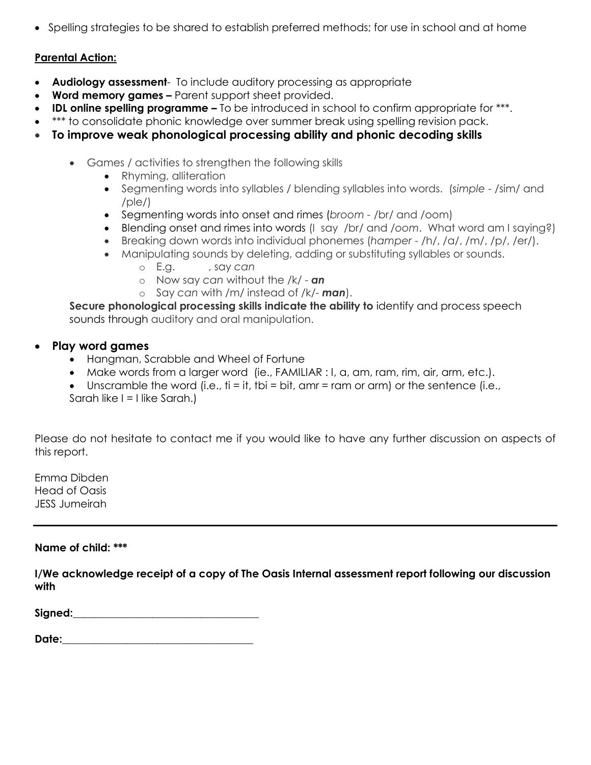- Spelling strategies to be shared to establish preferred methods; for use in school and at home

**Parental Action:**

- **Audiology assessment**- To include auditory processing as appropriate
- **Word memory games –** Parent support sheet provided.
- **IDL online spelling programme –** To be introduced in school to confirm appropriate for ***.
- *** to consolidate phonic knowledge over summer break using spelling revision pack.
- **To improve weak phonological processing ability and phonic decoding skills**
    - Games / activities to strengthen the following skills
        - Rhyming, alliteration
        - Segmenting words into syllables / blending syllables into words. (*simple* - /sim/ and /ple/)
        - Segmenting words into onset and rimes (*broom* - /br/ and /oom)
        - Blending onset and rimes into words (I say /br/ and /*oom*. What word am I saying?)
        - Breaking down words into individual phonemes (*hamper* - /h/, /a/, /m/, /p/, /er/).
        - Manipulating sounds by deleting, adding or substituting syllables or sounds.
            - E.g. , say *can*
            - Now say *can* without the /k/ - ***an***
            - Say *can* with /m/ instead of /k/- ***man***).

    **Secure phonological processing skills indicate the ability to** identify and process speech sounds through auditory and oral manipulation.

- **Play word games**
    - Hangman, Scrabble and Wheel of Fortune
    - Make words from a larger word (ie., FAMILIAR : I, a, am, ram, rim, air, arm, etc.).
    - Unscramble the word (i.e., ti = it, tbi = bit, amr = ram or arm) or the sentence (i.e., Sarah like I = I like Sarah.)

Please do not hesitate to contact me if you would like to have any further discussion on aspects of this report.

Emma Dibden
Head of Oasis
JESS Jumeirah

---

**Name of child: ***

**I/We acknowledge receipt of a copy of The Oasis Internal assessment report following our discussion with**

**Signed:**___________________________________

**Date:**____________________________________